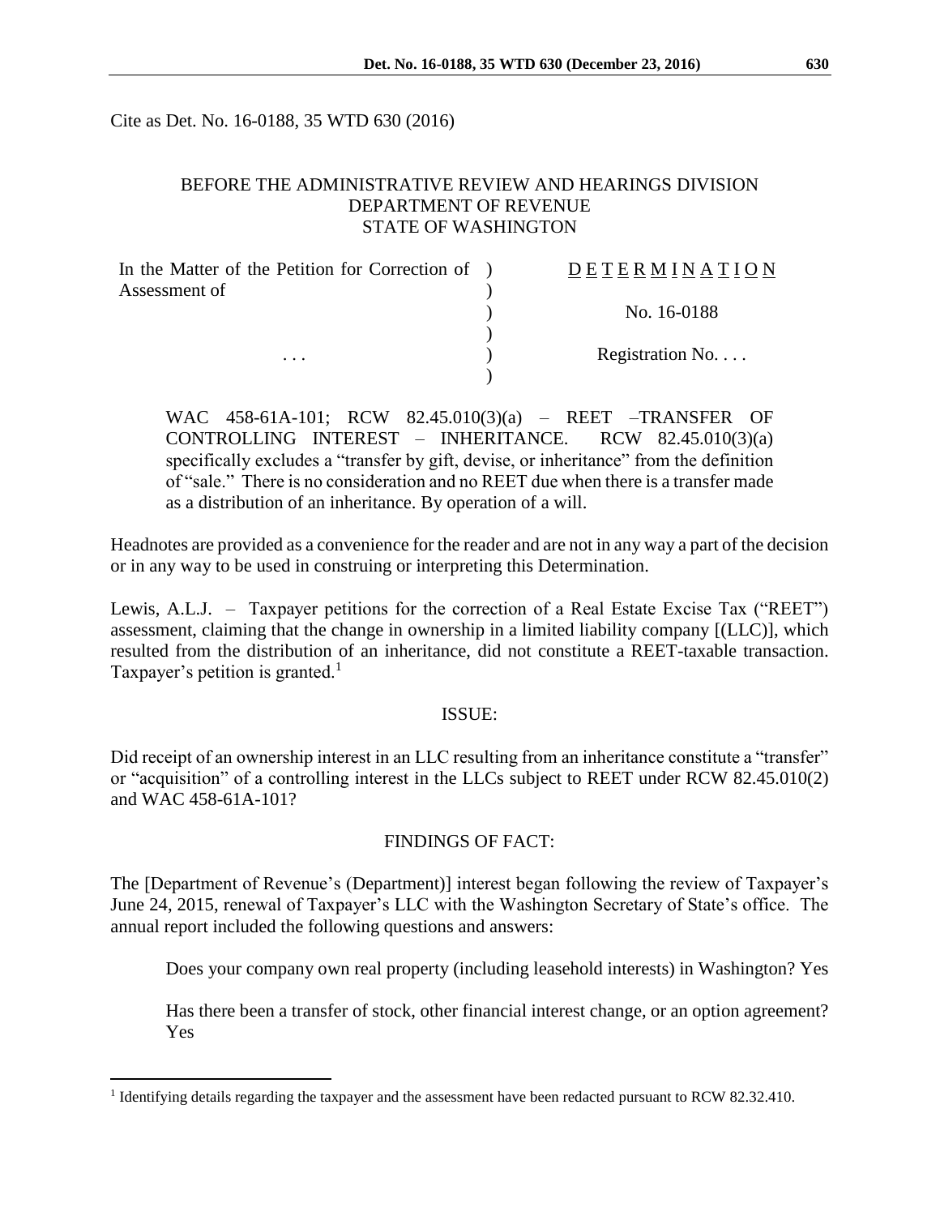Cite as Det. No. 16-0188, 35 WTD 630 (2016)

BEFORE THE ADMINISTRATIVE REVIEW AND HEARINGS DIVISION
DEPARTMENT OF REVENUE
STATE OF WASHINGTON

| | |
|---|---|
| In the Matter of the Petition for Correction of Assessment of | DETERMINATION |
| | No. 16-0188 |
| . . . | Registration No. . . . |

WAC 458-61A-101; RCW 82.45.010(3)(a) – REET –TRANSFER OF CONTROLLING INTEREST – INHERITANCE. RCW 82.45.010(3)(a) specifically excludes a "transfer by gift, devise, or inheritance" from the definition of "sale." There is no consideration and no REET due when there is a transfer made as a distribution of an inheritance. By operation of a will.

Headnotes are provided as a convenience for the reader and are not in any way a part of the decision or in any way to be used in construing or interpreting this Determination.

Lewis, A.L.J. – Taxpayer petitions for the correction of a Real Estate Excise Tax ("REET") assessment, claiming that the change in ownership in a limited liability company [(LLC)], which resulted from the distribution of an inheritance, did not constitute a REET-taxable transaction. Taxpayer's petition is granted.[1]

## ISSUE:

Did receipt of an ownership interest in an LLC resulting from an inheritance constitute a "transfer" or "acquisition" of a controlling interest in the LLCs subject to REET under RCW 82.45.010(2) and WAC 458-61A-101?

## FINDINGS OF FACT:

The [Department of Revenue's (Department)] interest began following the review of Taxpayer's June 24, 2015, renewal of Taxpayer's LLC with the Washington Secretary of State's office. The annual report included the following questions and answers:

> Does your company own real property (including leasehold interests) in Washington? Yes
>
> Has there been a transfer of stock, other financial interest change, or an option agreement? Yes

---

[1] Identifying details regarding the taxpayer and the assessment have been redacted pursuant to RCW 82.32.410.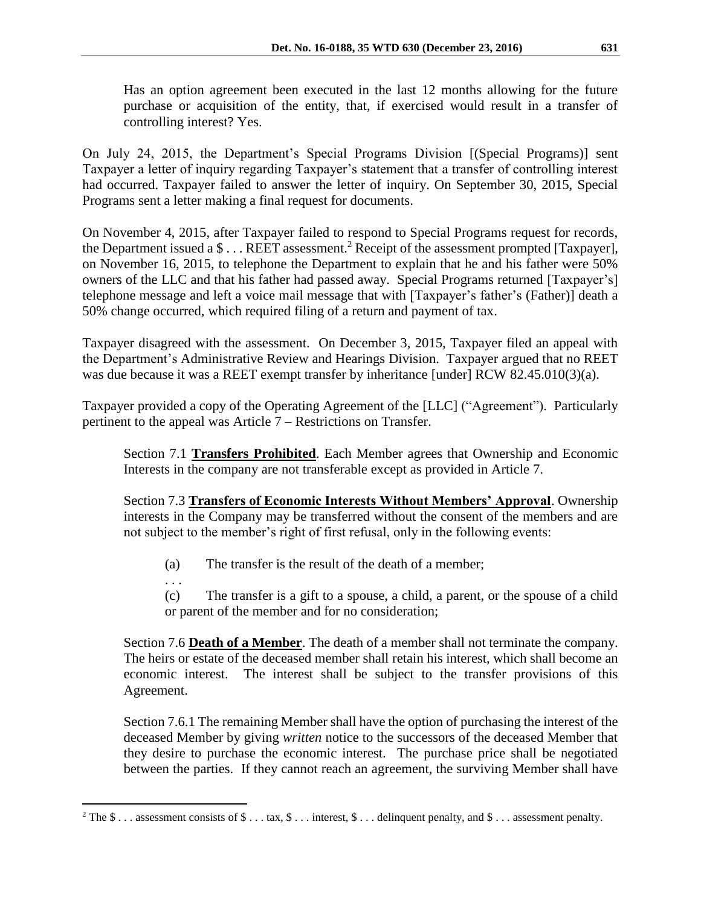Has an option agreement been executed in the last 12 months allowing for the future purchase or acquisition of the entity, that, if exercised would result in a transfer of controlling interest? Yes.

On July 24, 2015, the Department's Special Programs Division [(Special Programs)] sent Taxpayer a letter of inquiry regarding Taxpayer's statement that a transfer of controlling interest had occurred. Taxpayer failed to answer the letter of inquiry. On September 30, 2015, Special Programs sent a letter making a final request for documents.

On November 4, 2015, after Taxpayer failed to respond to Special Programs request for records, the Department issued a $ . . . REET assessment.[2] Receipt of the assessment prompted [Taxpayer], on November 16, 2015, to telephone the Department to explain that he and his father were 50% owners of the LLC and that his father had passed away. Special Programs returned [Taxpayer's] telephone message and left a voice mail message that with [Taxpayer's father's (Father)] death a 50% change occurred, which required filing of a return and payment of tax.

Taxpayer disagreed with the assessment. On December 3, 2015, Taxpayer filed an appeal with the Department's Administrative Review and Hearings Division. Taxpayer argued that no REET was due because it was a REET exempt transfer by inheritance [under] RCW 82.45.010(3)(a).

Taxpayer provided a copy of the Operating Agreement of the [LLC] ("Agreement"). Particularly pertinent to the appeal was Article 7 – Restrictions on Transfer.

> Section 7.1 **Transfers Prohibited**. Each Member agrees that Ownership and Economic Interests in the company are not transferable except as provided in Article 7.
>
> Section 7.3 **Transfers of Economic Interests Without Members' Approval**. Ownership interests in the Company may be transferred without the consent of the members and are not subject to the member's right of first refusal, only in the following events:
>
> (a) The transfer is the result of the death of a member;
>
> . . .
>
> (c) The transfer is a gift to a spouse, a child, a parent, or the spouse of a child or parent of the member and for no consideration;
>
> Section 7.6 **Death of a Member**. The death of a member shall not terminate the company. The heirs or estate of the deceased member shall retain his interest, which shall become an economic interest. The interest shall be subject to the transfer provisions of this Agreement.
>
> Section 7.6.1 The remaining Member shall have the option of purchasing the interest of the deceased Member by giving *written* notice to the successors of the deceased Member that they desire to purchase the economic interest. The purchase price shall be negotiated between the parties. If they cannot reach an agreement, the surviving Member shall have

[2] The $ . . . assessment consists of $ . . . tax, $ . . . interest, $ . . . delinquent penalty, and $ . . . assessment penalty.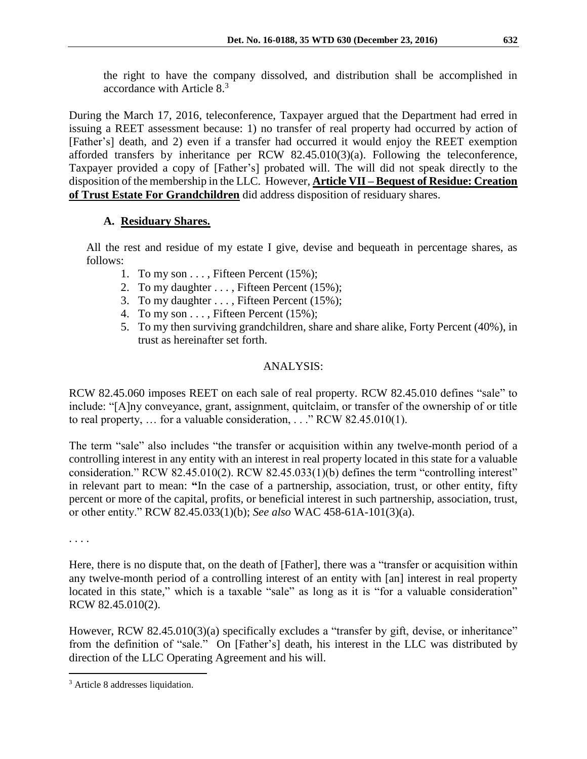the right to have the company dissolved, and distribution shall be accomplished in accordance with Article 8.[3]

During the March 17, 2016, teleconference, Taxpayer argued that the Department had erred in issuing a REET assessment because: 1) no transfer of real property had occurred by action of [Father's] death, and 2) even if a transfer had occurred it would enjoy the REET exemption afforded transfers by inheritance per RCW 82.45.010(3)(a). Following the teleconference, Taxpayer provided a copy of [Father's] probated will. The will did not speak directly to the disposition of the membership in the LLC. However, **<u>Article VII – Bequest of Residue: Creation of Trust Estate For Grandchildren</u>** did address disposition of residuary shares.

**A. <u>Residuary Shares.</u>**

> All the rest and residue of my estate I give, devise and bequeath in percentage shares, as follows:
>
> 1. To my son . . . , Fifteen Percent (15%);
> 2. To my daughter . . . , Fifteen Percent (15%);
> 3. To my daughter . . . , Fifteen Percent (15%);
> 4. To my son . . . , Fifteen Percent (15%);
> 5. To my then surviving grandchildren, share and share alike, Forty Percent (40%), in trust as hereinafter set forth.

## ANALYSIS:

RCW 82.45.060 imposes REET on each sale of real property. RCW 82.45.010 defines "sale" to include: "[A]ny conveyance, grant, assignment, quitclaim, or transfer of the ownership of or title to real property, … for a valuable consideration, . . ." RCW 82.45.010(1).

The term "sale" also includes "the transfer or acquisition within any twelve-month period of a controlling interest in any entity with an interest in real property located in this state for a valuable consideration." RCW 82.45.010(2). RCW 82.45.033(1)(b) defines the term "controlling interest" in relevant part to mean: "In the case of a partnership, association, trust, or other entity, fifty percent or more of the capital, profits, or beneficial interest in such partnership, association, trust, or other entity." RCW 82.45.033(1)(b); *See also* WAC 458-61A-101(3)(a).

. . . .

Here, there is no dispute that, on the death of [Father], there was a "transfer or acquisition within any twelve-month period of a controlling interest of an entity with [an] interest in real property located in this state," which is a taxable "sale" as long as it is "for a valuable consideration" RCW 82.45.010(2).

However, RCW 82.45.010(3)(a) specifically excludes a "transfer by gift, devise, or inheritance" from the definition of "sale." On [Father's] death, his interest in the LLC was distributed by direction of the LLC Operating Agreement and his will.

[3] Article 8 addresses liquidation.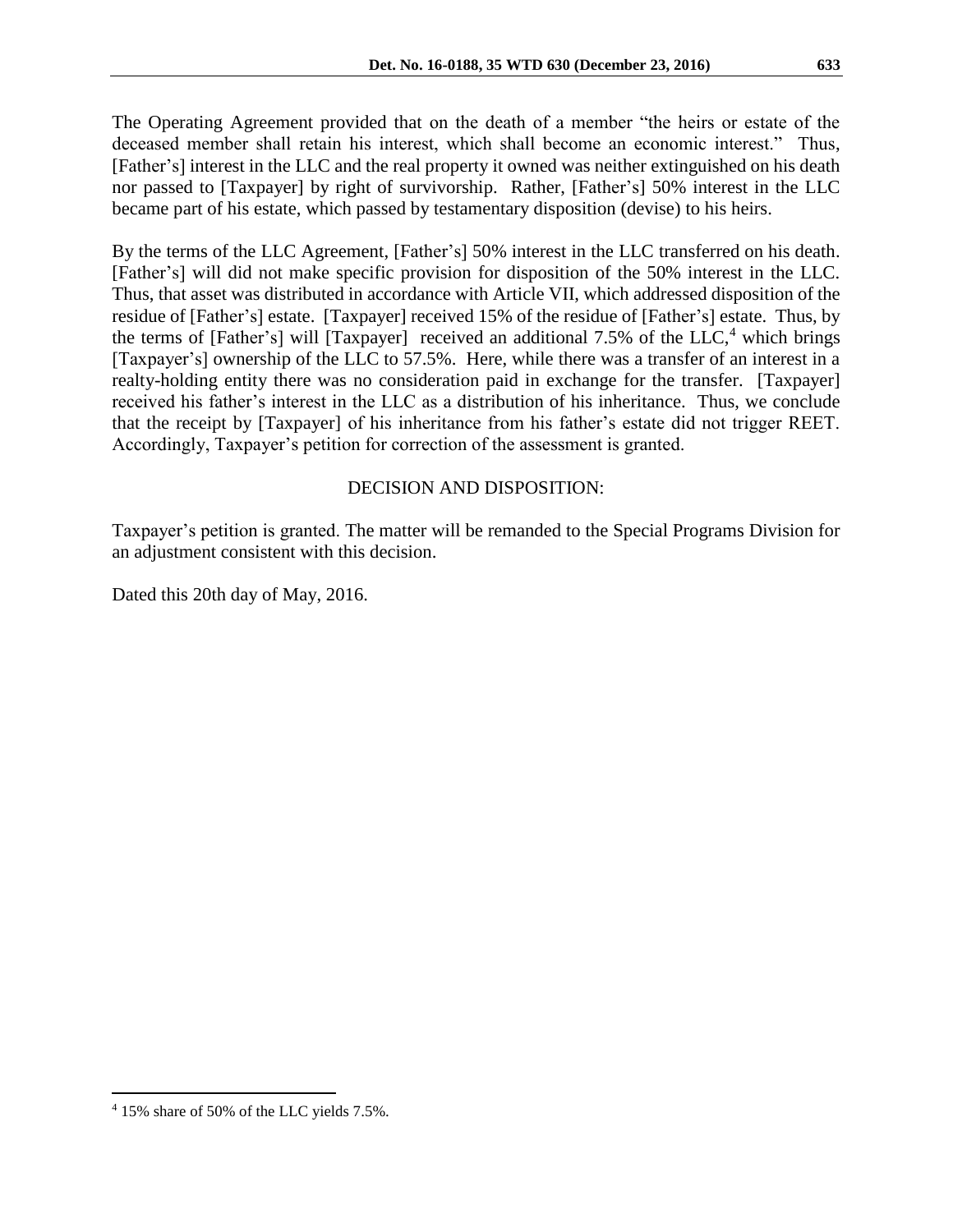The Operating Agreement provided that on the death of a member "the heirs or estate of the deceased member shall retain his interest, which shall become an economic interest." Thus, [Father's] interest in the LLC and the real property it owned was neither extinguished on his death nor passed to [Taxpayer] by right of survivorship. Rather, [Father's] 50% interest in the LLC became part of his estate, which passed by testamentary disposition (devise) to his heirs.

By the terms of the LLC Agreement, [Father's] 50% interest in the LLC transferred on his death. [Father's] will did not make specific provision for disposition of the 50% interest in the LLC. Thus, that asset was distributed in accordance with Article VII, which addressed disposition of the residue of [Father's] estate. [Taxpayer] received 15% of the residue of [Father's] estate. Thus, by the terms of [Father's] will [Taxpayer] received an additional 7.5% of the LLC,[4] which brings [Taxpayer's] ownership of the LLC to 57.5%. Here, while there was a transfer of an interest in a realty-holding entity there was no consideration paid in exchange for the transfer. [Taxpayer] received his father's interest in the LLC as a distribution of his inheritance. Thus, we conclude that the receipt by [Taxpayer] of his inheritance from his father's estate did not trigger REET. Accordingly, Taxpayer's petition for correction of the assessment is granted.

## DECISION AND DISPOSITION:

Taxpayer's petition is granted. The matter will be remanded to the Special Programs Division for an adjustment consistent with this decision.

Dated this 20th day of May, 2016.

---

[4] 15% share of 50% of the LLC yields 7.5%.